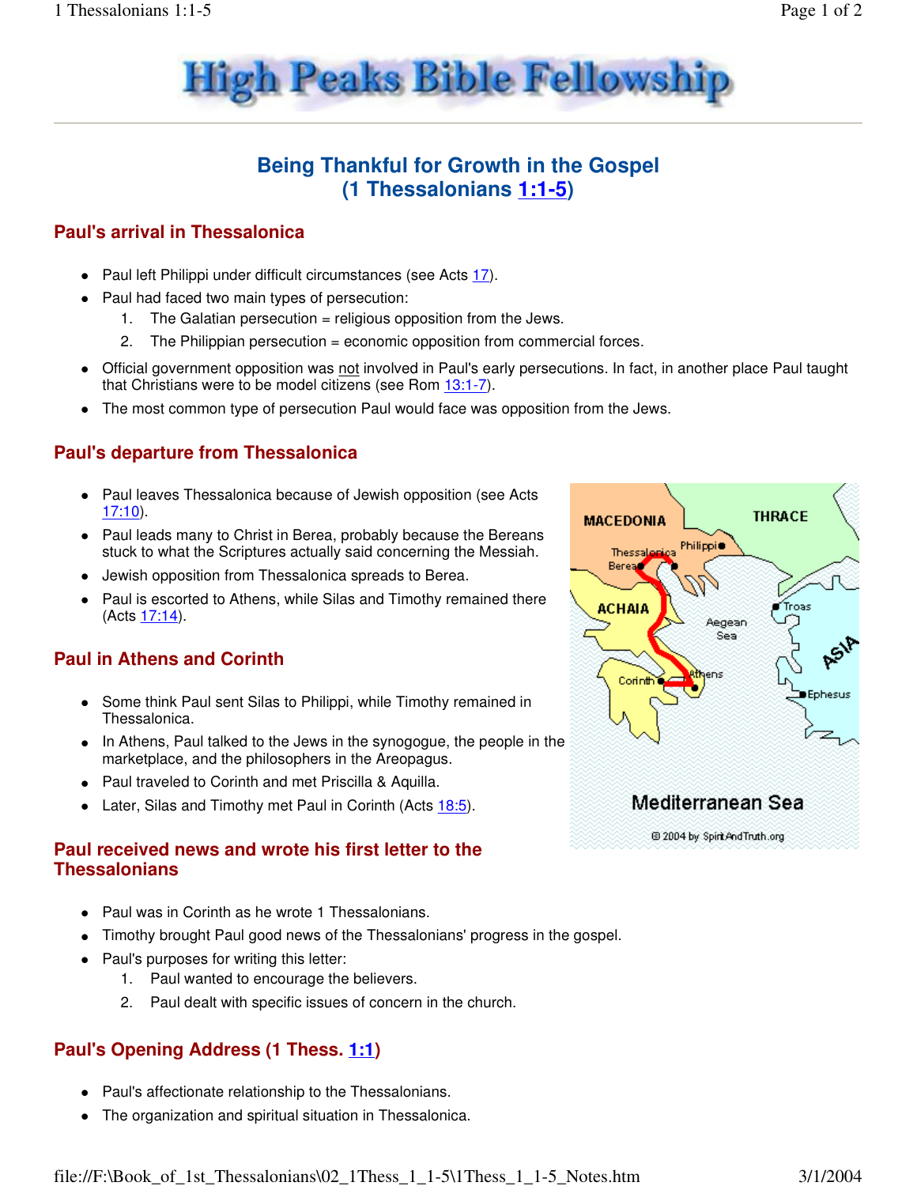# High Peaks Bible Fellowship

## Being Thankful for Growth in the Gospel (1 Thessalonians 1:1-5)

### Paul's arrival in Thessalonica

- Paul left Philippi under difficult circumstances (see Acts 17).
- Paul had faced two main types of persecution:
  1. The Galatian persecution = religious opposition from the Jews.
  2. The Philippian persecution = economic opposition from commercial forces.
- Official government opposition was not involved in Paul's early persecutions. In fact, in another place Paul taught that Christians were to be model citizens (see Rom 13:1-7).
- The most common type of persecution Paul would face was opposition from the Jews.

### Paul's departure from Thessalonica

- Paul leaves Thessalonica because of Jewish opposition (see Acts 17:10).
- Paul leads many to Christ in Berea, probably because the Bereans stuck to what the Scriptures actually said concerning the Messiah.
- Jewish opposition from Thessalonica spreads to Berea.
- Paul is escorted to Athens, while Silas and Timothy remained there (Acts 17:14).

### Paul in Athens and Corinth

- Some think Paul sent Silas to Philippi, while Timothy remained in Thessalonica.
- In Athens, Paul talked to the Jews in the synogogue, the people in the marketplace, and the philosophers in the Areopagus.
- Paul traveled to Corinth and met Priscilla & Aquilla.
- Later, Silas and Timothy met Paul in Corinth (Acts 18:5).

### Paul received news and wrote his first letter to the Thessalonians

- Paul was in Corinth as he wrote 1 Thessalonians.
- Timothy brought Paul good news of the Thessalonians' progress in the gospel.
- Paul's purposes for writing this letter:
  1. Paul wanted to encourage the believers.
  2. Paul dealt with specific issues of concern in the church.

### Paul's Opening Address (1 Thess. 1:1)

- Paul's affectionate relationship to the Thessalonians.
- The organization and spiritual situation in Thessalonica.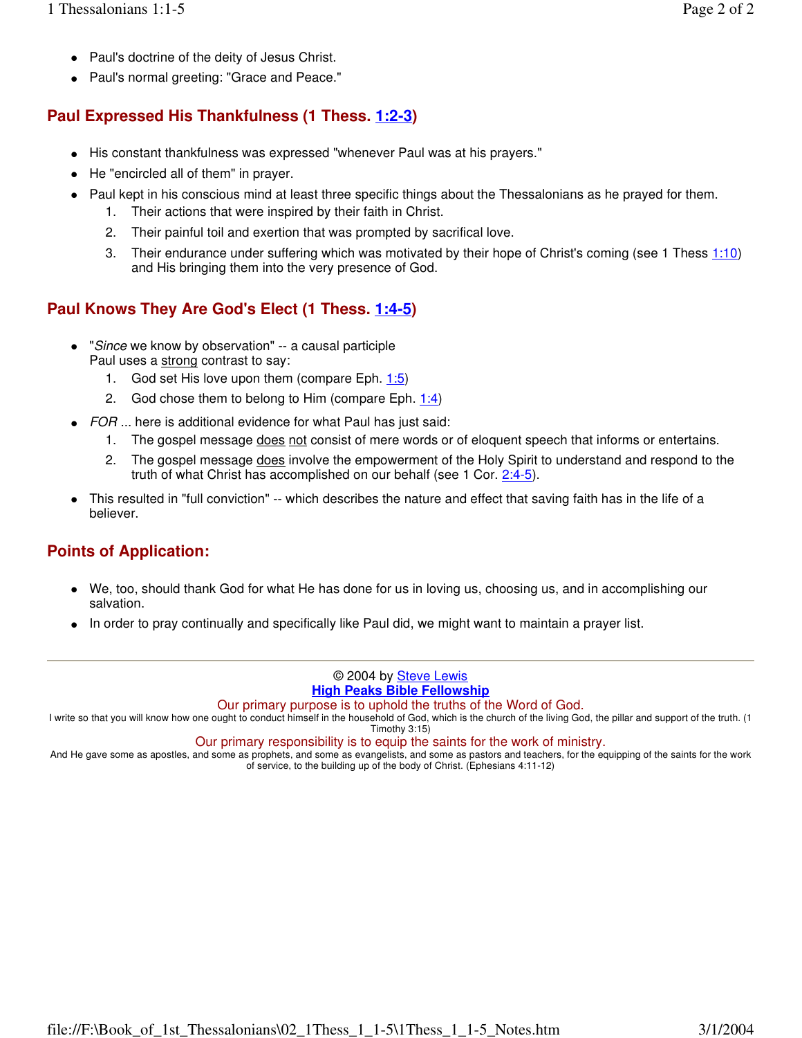- Paul's doctrine of the deity of Jesus Christ.
- Paul's normal greeting: "Grace and Peace."

## Paul Expressed His Thankfulness (1 Thess. 1:2-3)

- His constant thankfulness was expressed "whenever Paul was at his prayers."
- He "encircled all of them" in prayer.
- Paul kept in his conscious mind at least three specific things about the Thessalonians as he prayed for them.
  1. Their actions that were inspired by their faith in Christ.
  2. Their painful toil and exertion that was prompted by sacrifical love.
  3. Their endurance under suffering which was motivated by their hope of Christ's coming (see 1 Thess 1:10) and His bringing them into the very presence of God.

## Paul Knows They Are God's Elect (1 Thess. 1:4-5)

- "*Since* we know by observation" -- a causal participle
  Paul uses a strong contrast to say:
  1. God set His love upon them (compare Eph. 1:5)
  2. God chose them to belong to Him (compare Eph. 1:4)
- *FOR* ... here is additional evidence for what Paul has just said:
  1. The gospel message does not consist of mere words or of eloquent speech that informs or entertains.
  2. The gospel message does involve the empowerment of the Holy Spirit to understand and respond to the truth of what Christ has accomplished on our behalf (see 1 Cor. 2:4-5).
- This resulted in "full conviction" -- which describes the nature and effect that saving faith has in the life of a believer.

## Points of Application:

- We, too, should thank God for what He has done for us in loving us, choosing us, and in accomplishing our salvation.
- In order to pray continually and specifically like Paul did, we might want to maintain a prayer list.

---

© 2004 by Steve Lewis

**High Peaks Bible Fellowship**

Our primary purpose is to uphold the truths of the Word of God.

I write so that you will know how one ought to conduct himself in the household of God, which is the church of the living God, the pillar and support of the truth. (1 Timothy 3:15)

Our primary responsibility is to equip the saints for the work of ministry.

And He gave some as apostles, and some as prophets, and some as evangelists, and some as pastors and teachers, for the equipping of the saints for the work of service, to the building up of the body of Christ. (Ephesians 4:11-12)